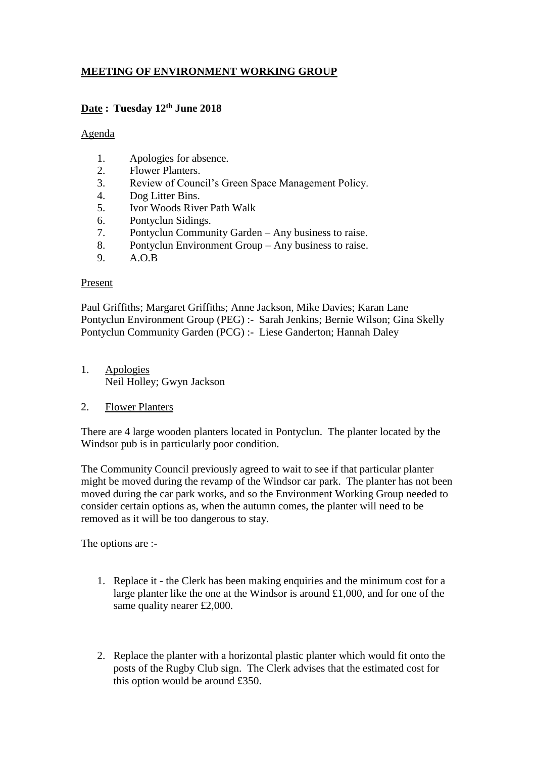# MEETING OF ENVIRONMENT WORKING GROUP

**Date : Tuesday 12th June 2018**

Agenda

1. Apologies for absence.
2. Flower Planters.
3. Review of Council's Green Space Management Policy.
4. Dog Litter Bins.
5. Ivor Woods River Path Walk
6. Pontyclun Sidings.
7. Pontyclun Community Garden – Any business to raise.
8. Pontyclun Environment Group – Any business to raise.
9. A.O.B

Present

Paul Griffiths; Margaret Griffiths; Anne Jackson, Mike Davies; Karan Lane
Pontyclun Environment Group (PEG) :- Sarah Jenkins; Bernie Wilson; Gina Skelly
Pontyclun Community Garden (PCG) :- Liese Ganderton; Hannah Daley

1. Apologies
   Neil Holley; Gwyn Jackson

2. Flower Planters

There are 4 large wooden planters located in Pontyclun. The planter located by the Windsor pub is in particularly poor condition.

The Community Council previously agreed to wait to see if that particular planter might be moved during the revamp of the Windsor car park. The planter has not been moved during the car park works, and so the Environment Working Group needed to consider certain options as, when the autumn comes, the planter will need to be removed as it will be too dangerous to stay.

The options are :-

1. Replace it - the Clerk has been making enquiries and the minimum cost for a large planter like the one at the Windsor is around £1,000, and for one of the same quality nearer £2,000.

2. Replace the planter with a horizontal plastic planter which would fit onto the posts of the Rugby Club sign. The Clerk advises that the estimated cost for this option would be around £350.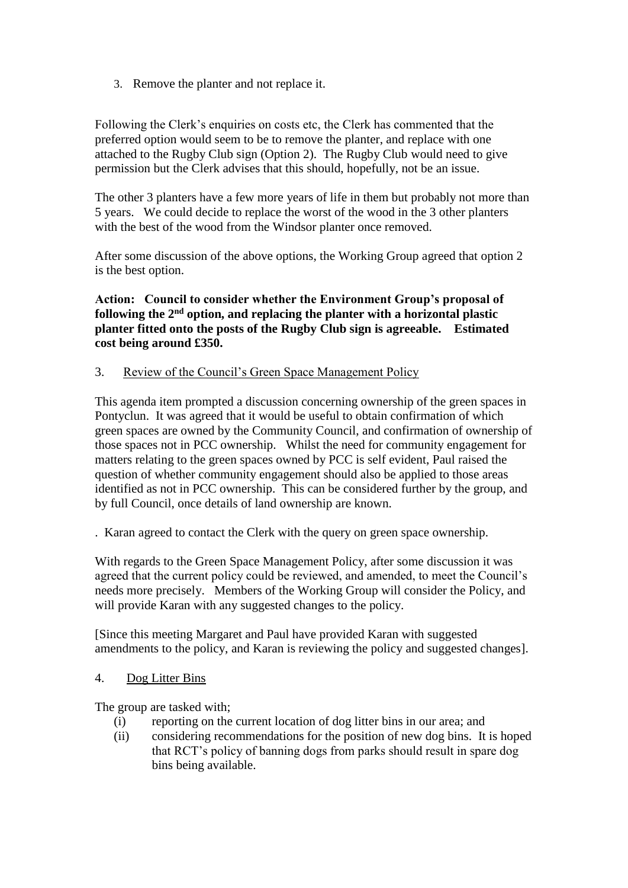3. Remove the planter and not replace it.

Following the Clerk's enquiries on costs etc, the Clerk has commented that the preferred option would seem to be to remove the planter, and replace with one attached to the Rugby Club sign (Option 2). The Rugby Club would need to give permission but the Clerk advises that this should, hopefully, not be an issue.

The other 3 planters have a few more years of life in them but probably not more than 5 years. We could decide to replace the worst of the wood in the 3 other planters with the best of the wood from the Windsor planter once removed.

After some discussion of the above options, the Working Group agreed that option 2 is the best option.

**Action: Council to consider whether the Environment Group's proposal of following the 2nd option, and replacing the planter with a horizontal plastic planter fitted onto the posts of the Rugby Club sign is agreeable. Estimated cost being around £350.**

3. Review of the Council's Green Space Management Policy

This agenda item prompted a discussion concerning ownership of the green spaces in Pontyclun. It was agreed that it would be useful to obtain confirmation of which green spaces are owned by the Community Council, and confirmation of ownership of those spaces not in PCC ownership. Whilst the need for community engagement for matters relating to the green spaces owned by PCC is self evident, Paul raised the question of whether community engagement should also be applied to those areas identified as not in PCC ownership. This can be considered further by the group, and by full Council, once details of land ownership are known.

. Karan agreed to contact the Clerk with the query on green space ownership.

With regards to the Green Space Management Policy, after some discussion it was agreed that the current policy could be reviewed, and amended, to meet the Council's needs more precisely. Members of the Working Group will consider the Policy, and will provide Karan with any suggested changes to the policy.

[Since this meeting Margaret and Paul have provided Karan with suggested amendments to the policy, and Karan is reviewing the policy and suggested changes].

4. Dog Litter Bins

The group are tasked with;

(i) reporting on the current location of dog litter bins in our area; and
(ii) considering recommendations for the position of new dog bins. It is hoped that RCT's policy of banning dogs from parks should result in spare dog bins being available.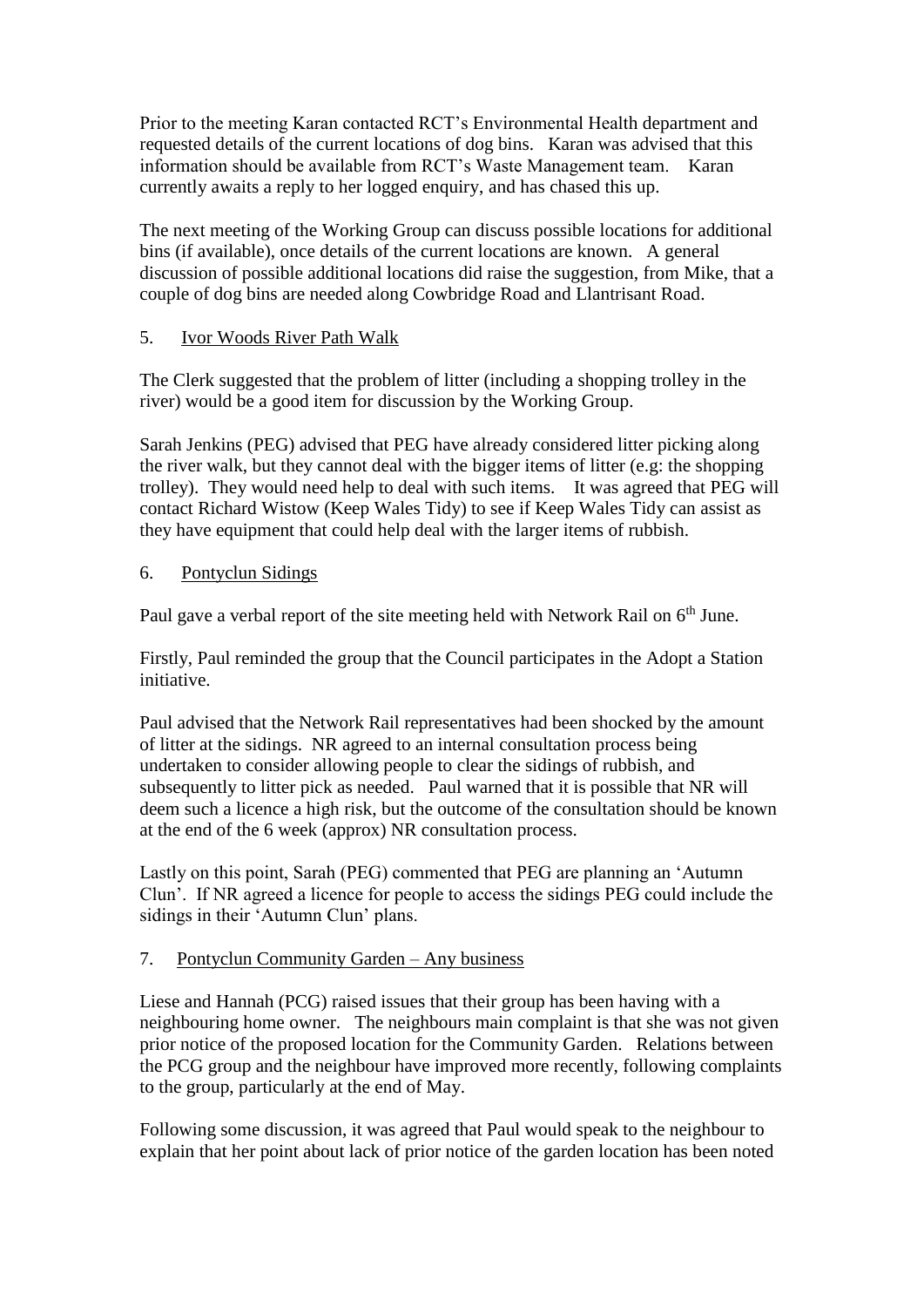Prior to the meeting Karan contacted RCT's Environmental Health department and requested details of the current locations of dog bins. Karan was advised that this information should be available from RCT's Waste Management team. Karan currently awaits a reply to her logged enquiry, and has chased this up.

The next meeting of the Working Group can discuss possible locations for additional bins (if available), once details of the current locations are known. A general discussion of possible additional locations did raise the suggestion, from Mike, that a couple of dog bins are needed along Cowbridge Road and Llantrisant Road.

5. Ivor Woods River Path Walk

The Clerk suggested that the problem of litter (including a shopping trolley in the river) would be a good item for discussion by the Working Group.

Sarah Jenkins (PEG) advised that PEG have already considered litter picking along the river walk, but they cannot deal with the bigger items of litter (e.g: the shopping trolley). They would need help to deal with such items. It was agreed that PEG will contact Richard Wistow (Keep Wales Tidy) to see if Keep Wales Tidy can assist as they have equipment that could help deal with the larger items of rubbish.

6. Pontyclun Sidings

Paul gave a verbal report of the site meeting held with Network Rail on 6th June.

Firstly, Paul reminded the group that the Council participates in the Adopt a Station initiative.

Paul advised that the Network Rail representatives had been shocked by the amount of litter at the sidings. NR agreed to an internal consultation process being undertaken to consider allowing people to clear the sidings of rubbish, and subsequently to litter pick as needed. Paul warned that it is possible that NR will deem such a licence a high risk, but the outcome of the consultation should be known at the end of the 6 week (approx) NR consultation process.

Lastly on this point, Sarah (PEG) commented that PEG are planning an 'Autumn Clun'. If NR agreed a licence for people to access the sidings PEG could include the sidings in their 'Autumn Clun' plans.

7. Pontyclun Community Garden – Any business

Liese and Hannah (PCG) raised issues that their group has been having with a neighbouring home owner. The neighbours main complaint is that she was not given prior notice of the proposed location for the Community Garden. Relations between the PCG group and the neighbour have improved more recently, following complaints to the group, particularly at the end of May.

Following some discussion, it was agreed that Paul would speak to the neighbour to explain that her point about lack of prior notice of the garden location has been noted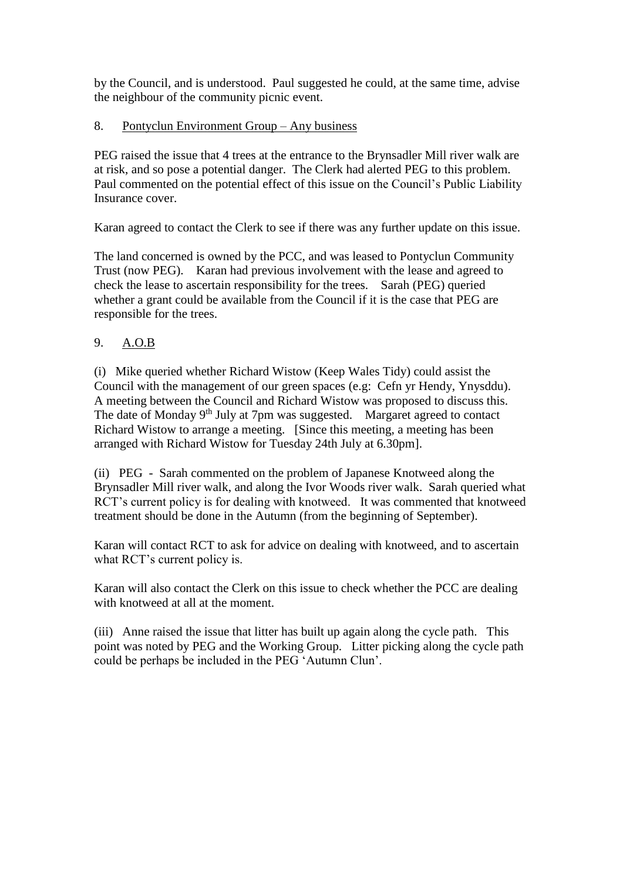by the Council, and is understood. Paul suggested he could, at the same time, advise the neighbour of the community picnic event.

8. Pontyclun Environment Group – Any business

PEG raised the issue that 4 trees at the entrance to the Brynsadler Mill river walk are at risk, and so pose a potential danger. The Clerk had alerted PEG to this problem. Paul commented on the potential effect of this issue on the Council's Public Liability Insurance cover.

Karan agreed to contact the Clerk to see if there was any further update on this issue.

The land concerned is owned by the PCC, and was leased to Pontyclun Community Trust (now PEG). Karan had previous involvement with the lease and agreed to check the lease to ascertain responsibility for the trees. Sarah (PEG) queried whether a grant could be available from the Council if it is the case that PEG are responsible for the trees.

9. A.O.B

(i) Mike queried whether Richard Wistow (Keep Wales Tidy) could assist the Council with the management of our green spaces (e.g: Cefn yr Hendy, Ynysddu). A meeting between the Council and Richard Wistow was proposed to discuss this. The date of Monday 9th July at 7pm was suggested. Margaret agreed to contact Richard Wistow to arrange a meeting. [Since this meeting, a meeting has been arranged with Richard Wistow for Tuesday 24th July at 6.30pm].

(ii) PEG - Sarah commented on the problem of Japanese Knotweed along the Brynsadler Mill river walk, and along the Ivor Woods river walk. Sarah queried what RCT's current policy is for dealing with knotweed. It was commented that knotweed treatment should be done in the Autumn (from the beginning of September).

Karan will contact RCT to ask for advice on dealing with knotweed, and to ascertain what RCT's current policy is.

Karan will also contact the Clerk on this issue to check whether the PCC are dealing with knotweed at all at the moment.

(iii) Anne raised the issue that litter has built up again along the cycle path. This point was noted by PEG and the Working Group. Litter picking along the cycle path could be perhaps be included in the PEG 'Autumn Clun'.